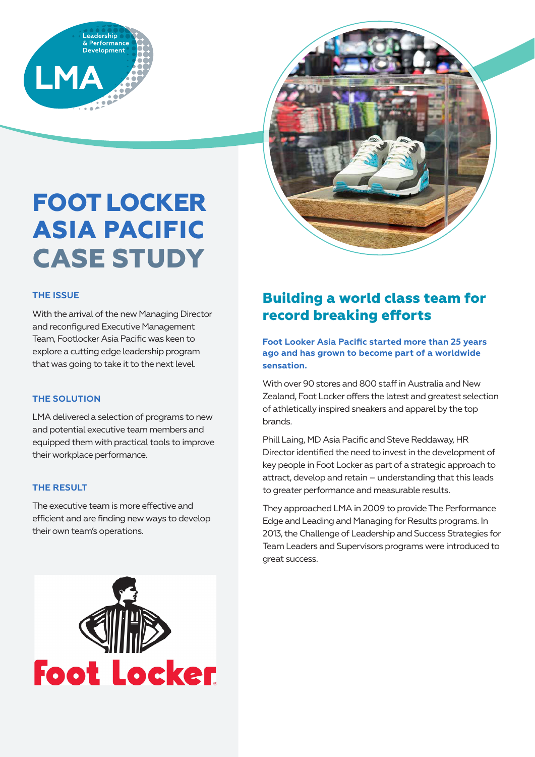# FOOT LOCKER ASIA PACIFIC CASE STUDY

### THE ISSUE

With the arrival of the new Managing Director and reconfigured Executive Management Team, Footlocker Asia Pacific was keen to explore a cutting edge leadership program that was going to take it to the next level.

### THE SOLUTION

LMA delivered a selection of programs to new and potential executive team members and equipped them with practical tools to improve their workplace performance.

### THE RESULT

The executive team is more effective and efficient and are finding new ways to develop their own team's operations.

## Building a world class team for record breaking efforts

**Foot Looker Asia Pacific started more than 25 years ago and has grown to become part of a worldwide sensation.**

With over 90 stores and 800 staff in Australia and New Zealand, Foot Locker offers the latest and greatest selection of athletically inspired sneakers and apparel by the top brands.

Phill Laing, MD Asia Pacific and Steve Reddaway, HR Director identified the need to invest in the development of key people in Foot Locker as part of a strategic approach to attract, develop and retain – understanding that this leads to greater performance and measurable results.

They approached LMA in 2009 to provide The Performance Edge and Leading and Managing for Results programs. In 2013, the Challenge of Leadership and Success Strategies for Team Leaders and Supervisors programs were introduced to great success.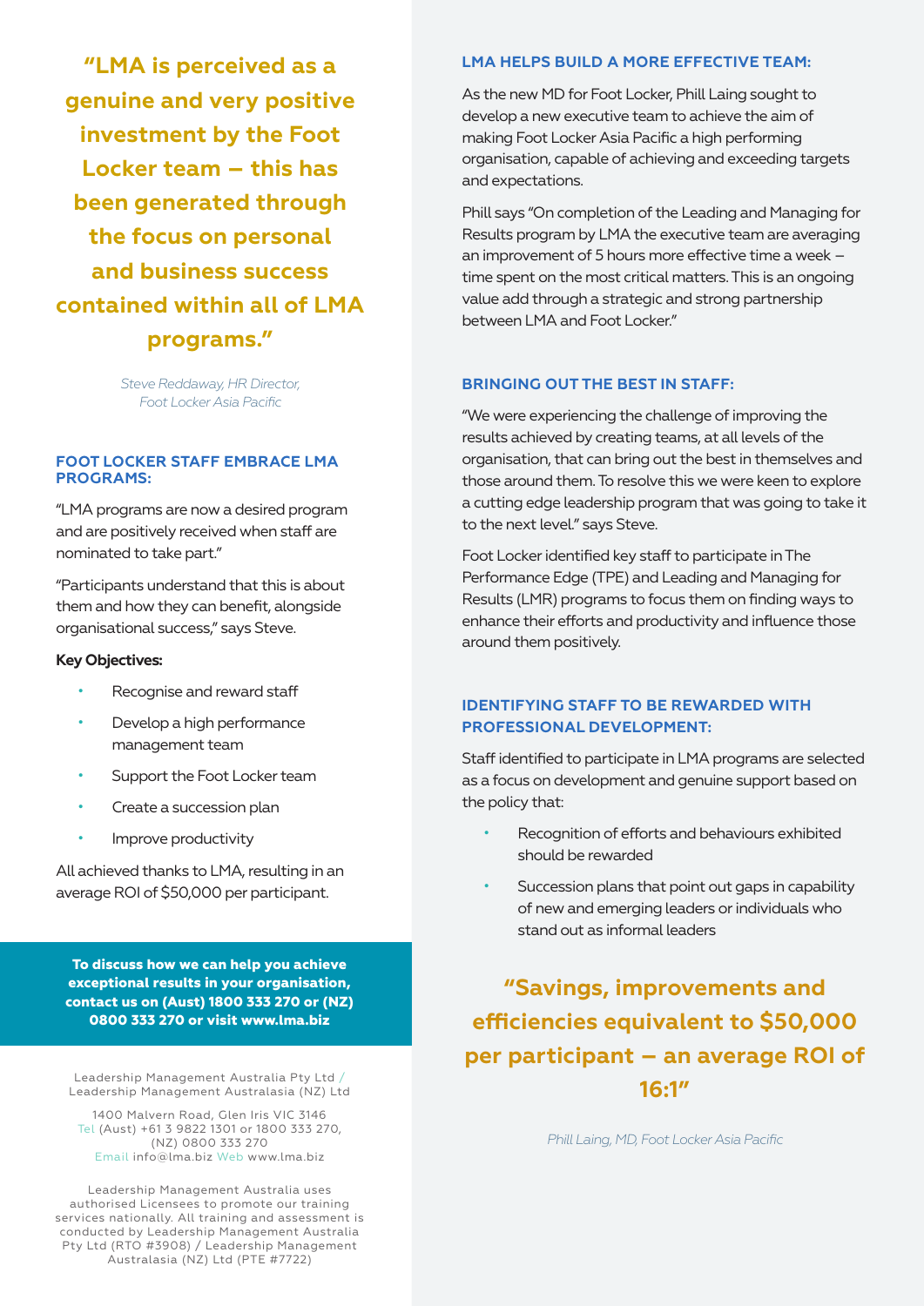**"LMA is perceived as a genuine and very positive investment by the Foot Locker team – this has been generated through the focus on personal and business success contained within all of LMA programs."**

*Steve Reddaway, HR Director, Foot Locker Asia Pacific*

### FOOT LOCKER STAFF EMBRACE LMA PROGRAMS:

"LMA programs are now a desired program and are positively received when staff are nominated to take part."

"Participants understand that this is about them and how they can benefit, alongside organisational success," says Steve.

**Key Objectives:**

- Recognise and reward staff
- Develop a high performance management team
- Support the Foot Locker team
- Create a succession plan
- Improve productivity

All achieved thanks to LMA, resulting in an average ROI of $50,000 per participant.

**To discuss how we can help you achieve exceptional results in your organisation, contact us on (Aust) 1800 333 270 or (NZ) 0800 333 270 or visit www.lma.biz**

Leadership Management Australia Pty Ltd / Leadership Management Australasia (NZ) Ltd

1400 Malvern Road, Glen Iris VIC 3146
Tel (Aust) +61 3 9822 1301 or 1800 333 270, (NZ) 0800 333 270
Email info@lma.biz Web www.lma.biz

Leadership Management Australia uses authorised Licensees to promote our training services nationally. All training and assessment is conducted by Leadership Management Australia Pty Ltd (RTO #3908) / Leadership Management Australasia (NZ) Ltd (PTE #7722)

### LMA HELPS BUILD A MORE EFFECTIVE TEAM:

As the new MD for Foot Locker, Phill Laing sought to develop a new executive team to achieve the aim of making Foot Locker Asia Pacific a high performing organisation, capable of achieving and exceeding targets and expectations.

Phill says "On completion of the Leading and Managing for Results program by LMA the executive team are averaging an improvement of 5 hours more effective time a week – time spent on the most critical matters. This is an ongoing value add through a strategic and strong partnership between LMA and Foot Locker."

### BRINGING OUT THE BEST IN STAFF:

"We were experiencing the challenge of improving the results achieved by creating teams, at all levels of the organisation, that can bring out the best in themselves and those around them. To resolve this we were keen to explore a cutting edge leadership program that was going to take it to the next level." says Steve.

Foot Locker identified key staff to participate in The Performance Edge (TPE) and Leading and Managing for Results (LMR) programs to focus them on finding ways to enhance their efforts and productivity and influence those around them positively.

### IDENTIFYING STAFF TO BE REWARDED WITH PROFESSIONAL DEVELOPMENT:

Staff identified to participate in LMA programs are selected as a focus on development and genuine support based on the policy that:

- Recognition of efforts and behaviours exhibited should be rewarded
- Succession plans that point out gaps in capability of new and emerging leaders or individuals who stand out as informal leaders

**"Savings, improvements and efficiencies equivalent to $50,000 per participant – an average ROI of 16:1"**

*Phill Laing, MD, Foot Locker Asia Pacific*